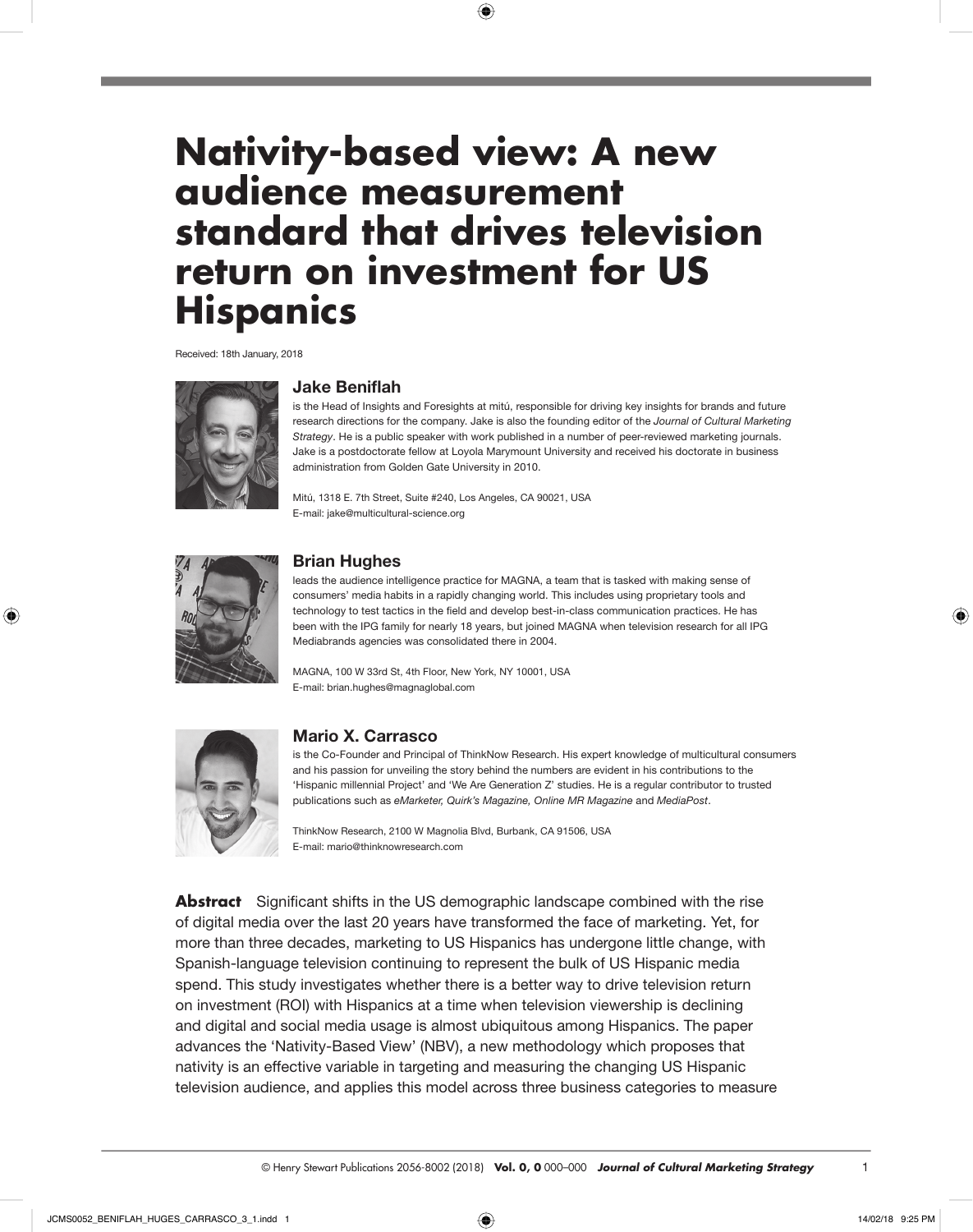# Nativity-based view: A new audience measurement standard that drives television return on investment for US Hispanics

Received: 18th January, 2018

### Jake Beniflah

is the Head of Insights and Foresights at mitú, responsible for driving key insights for brands and future research directions for the company. Jake is also the founding editor of the *Journal of Cultural Marketing Strategy*. He is a public speaker with work published in a number of peer-reviewed marketing journals. Jake is a postdoctorate fellow at Loyola Marymount University and received his doctorate in business administration from Golden Gate University in 2010.

Mitú, 1318 E. 7th Street, Suite #240, Los Angeles, CA 90021, USA
E-mail: jake@multicultural-science.org

### Brian Hughes

leads the audience intelligence practice for MAGNA, a team that is tasked with making sense of consumers' media habits in a rapidly changing world. This includes using proprietary tools and technology to test tactics in the field and develop best-in-class communication practices. He has been with the IPG family for nearly 18 years, but joined MAGNA when television research for all IPG Mediabrands agencies was consolidated there in 2004.

MAGNA, 100 W 33rd St, 4th Floor, New York, NY 10001, USA
E-mail: brian.hughes@magnaglobal.com

### Mario X. Carrasco

is the Co-Founder and Principal of ThinkNow Research. His expert knowledge of multicultural consumers and his passion for unveiling the story behind the numbers are evident in his contributions to the 'Hispanic millennial Project' and 'We Are Generation Z' studies. He is a regular contributor to trusted publications such as *eMarketer, Quirk's Magazine, Online MR Magazine* and *MediaPost*.

ThinkNow Research, 2100 W Magnolia Blvd, Burbank, CA 91506, USA
E-mail: mario@thinknowresearch.com

**Abstract** Significant shifts in the US demographic landscape combined with the rise of digital media over the last 20 years have transformed the face of marketing. Yet, for more than three decades, marketing to US Hispanics has undergone little change, with Spanish-language television continuing to represent the bulk of US Hispanic media spend. This study investigates whether there is a better way to drive television return on investment (ROI) with Hispanics at a time when television viewership is declining and digital and social media usage is almost ubiquitous among Hispanics. The paper advances the 'Nativity-Based View' (NBV), a new methodology which proposes that nativity is an effective variable in targeting and measuring the changing US Hispanic television audience, and applies this model across three business categories to measure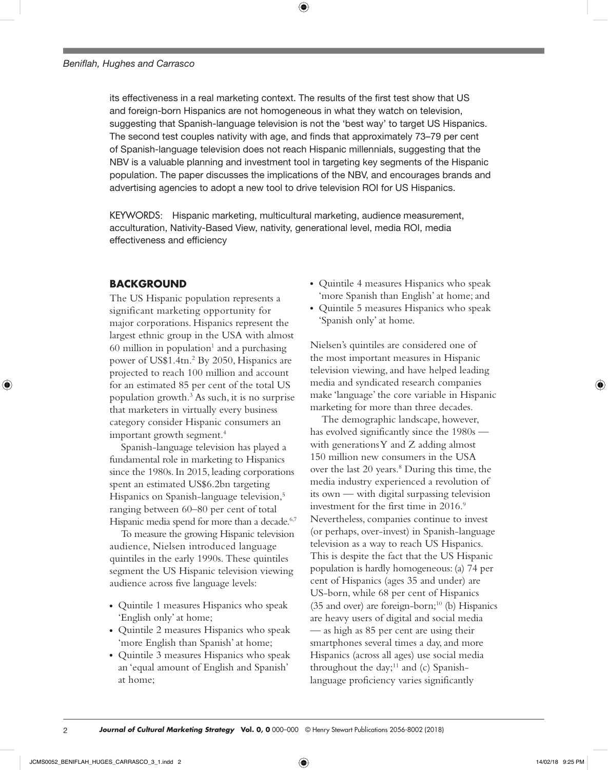its effectiveness in a real marketing context. The results of the first test show that US and foreign-born Hispanics are not homogeneous in what they watch on television, suggesting that Spanish-language television is not the 'best way' to target US Hispanics. The second test couples nativity with age, and finds that approximately 73–79 per cent of Spanish-language television does not reach Hispanic millennials, suggesting that the NBV is a valuable planning and investment tool in targeting key segments of the Hispanic population. The paper discusses the implications of the NBV, and encourages brands and advertising agencies to adopt a new tool to drive television ROI for US Hispanics.

KEYWORDS: Hispanic marketing, multicultural marketing, audience measurement, acculturation, Nativity-Based View, nativity, generational level, media ROI, media effectiveness and efficiency

## BACKGROUND

The US Hispanic population represents a significant marketing opportunity for major corporations. Hispanics represent the largest ethnic group in the USA with almost 60 million in population[1] and a purchasing power of US$1.4tn.[2] By 2050, Hispanics are projected to reach 100 million and account for an estimated 85 per cent of the total US population growth.[3] As such, it is no surprise that marketers in virtually every business category consider Hispanic consumers an important growth segment.[4]

Spanish-language television has played a fundamental role in marketing to Hispanics since the 1980s. In 2015, leading corporations spent an estimated US$6.2bn targeting Hispanics on Spanish-language television,[5] ranging between 60–80 per cent of total Hispanic media spend for more than a decade.[6,7]

To measure the growing Hispanic television audience, Nielsen introduced language quintiles in the early 1990s. These quintiles segment the US Hispanic television viewing audience across five language levels:

- Quintile 1 measures Hispanics who speak 'English only' at home;
- Quintile 2 measures Hispanics who speak 'more English than Spanish' at home;
- Quintile 3 measures Hispanics who speak an 'equal amount of English and Spanish' at home;
- Quintile 4 measures Hispanics who speak 'more Spanish than English' at home; and
- Quintile 5 measures Hispanics who speak 'Spanish only' at home.

Nielsen's quintiles are considered one of the most important measures in Hispanic television viewing, and have helped leading media and syndicated research companies make 'language' the core variable in Hispanic marketing for more than three decades.

The demographic landscape, however, has evolved significantly since the 1980s — with generations Y and Z adding almost 150 million new consumers in the USA over the last 20 years.[8] During this time, the media industry experienced a revolution of its own — with digital surpassing television investment for the first time in 2016.[9] Nevertheless, companies continue to invest (or perhaps, over-invest) in Spanish-language television as a way to reach US Hispanics. This is despite the fact that the US Hispanic population is hardly homogeneous: (a) 74 per cent of Hispanics (ages 35 and under) are US-born, while 68 per cent of Hispanics (35 and over) are foreign-born;[10] (b) Hispanics are heavy users of digital and social media — as high as 85 per cent are using their smartphones several times a day, and more Hispanics (across all ages) use social media throughout the day;[11] and (c) Spanish-language proficiency varies significantly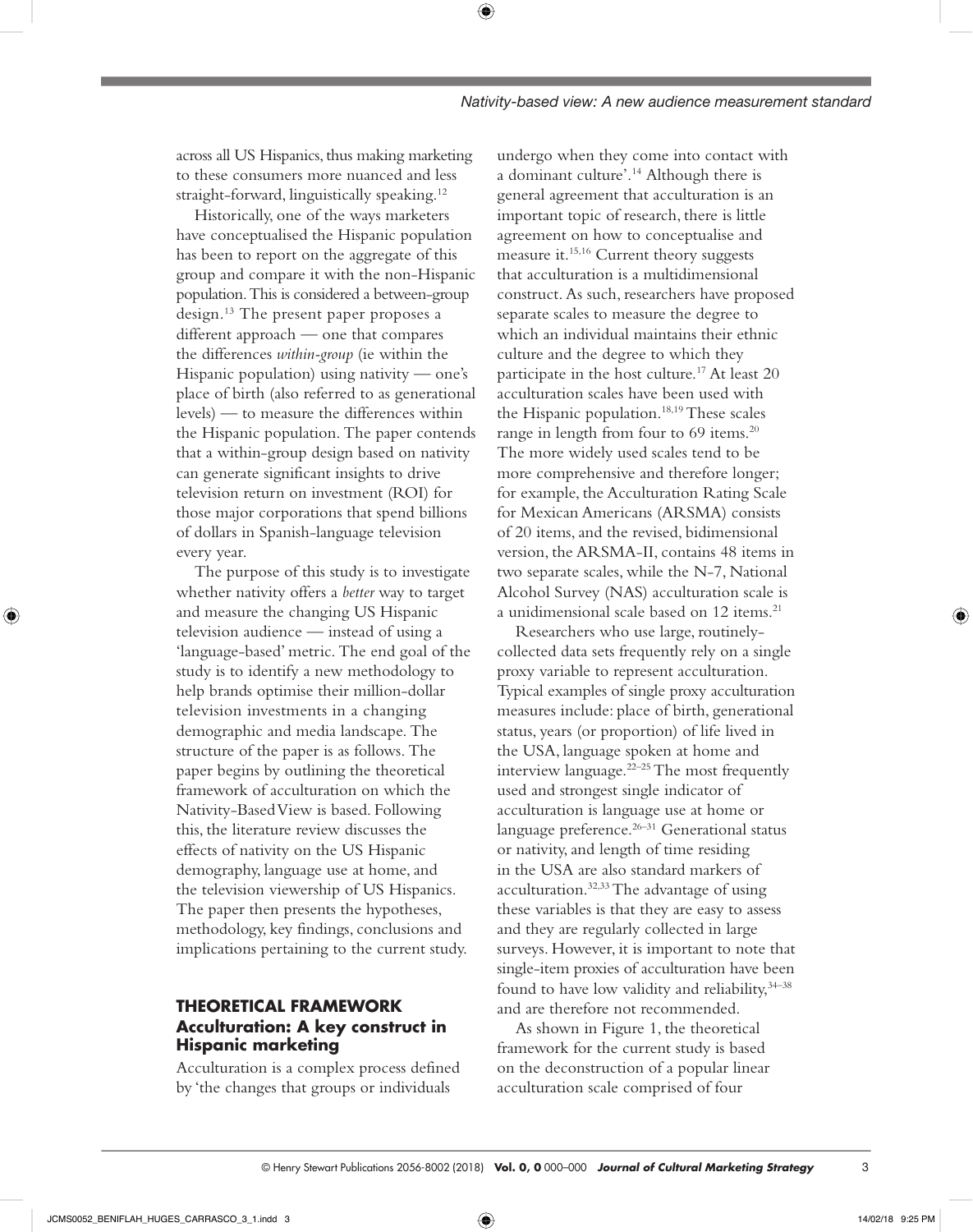across all US Hispanics, thus making marketing to these consumers more nuanced and less straight-forward, linguistically speaking.[12]

Historically, one of the ways marketers have conceptualised the Hispanic population has been to report on the aggregate of this group and compare it with the non-Hispanic population. This is considered a between-group design.[13] The present paper proposes a different approach — one that compares the differences *within-group* (ie within the Hispanic population) using nativity — one's place of birth (also referred to as generational levels) — to measure the differences within the Hispanic population. The paper contends that a within-group design based on nativity can generate significant insights to drive television return on investment (ROI) for those major corporations that spend billions of dollars in Spanish-language television every year.

The purpose of this study is to investigate whether nativity offers a *better* way to target and measure the changing US Hispanic television audience — instead of using a 'language-based' metric. The end goal of the study is to identify a new methodology to help brands optimise their million-dollar television investments in a changing demographic and media landscape. The structure of the paper is as follows. The paper begins by outlining the theoretical framework of acculturation on which the Nativity-Based View is based. Following this, the literature review discusses the effects of nativity on the US Hispanic demography, language use at home, and the television viewership of US Hispanics. The paper then presents the hypotheses, methodology, key findings, conclusions and implications pertaining to the current study.

## THEORETICAL FRAMEWORK

### Acculturation: A key construct in Hispanic marketing

Acculturation is a complex process defined by 'the changes that groups or individuals undergo when they come into contact with a dominant culture'.[14] Although there is general agreement that acculturation is an important topic of research, there is little agreement on how to conceptualise and measure it.[15,16] Current theory suggests that acculturation is a multidimensional construct. As such, researchers have proposed separate scales to measure the degree to which an individual maintains their ethnic culture and the degree to which they participate in the host culture.[17] At least 20 acculturation scales have been used with the Hispanic population.[18,19] These scales range in length from four to 69 items.[20] The more widely used scales tend to be more comprehensive and therefore longer; for example, the Acculturation Rating Scale for Mexican Americans (ARSMA) consists of 20 items, and the revised, bidimensional version, the ARSMA-II, contains 48 items in two separate scales, while the N-7, National Alcohol Survey (NAS) acculturation scale is a unidimensional scale based on 12 items.[21]

Researchers who use large, routinely-collected data sets frequently rely on a single proxy variable to represent acculturation. Typical examples of single proxy acculturation measures include: place of birth, generational status, years (or proportion) of life lived in the USA, language spoken at home and interview language.[22–25] The most frequently used and strongest single indicator of acculturation is language use at home or language preference.[26–31] Generational status or nativity, and length of time residing in the USA are also standard markers of acculturation.[32,33] The advantage of using these variables is that they are easy to assess and they are regularly collected in large surveys. However, it is important to note that single-item proxies of acculturation have been found to have low validity and reliability,[34–38] and are therefore not recommended.

As shown in Figure 1, the theoretical framework for the current study is based on the deconstruction of a popular linear acculturation scale comprised of four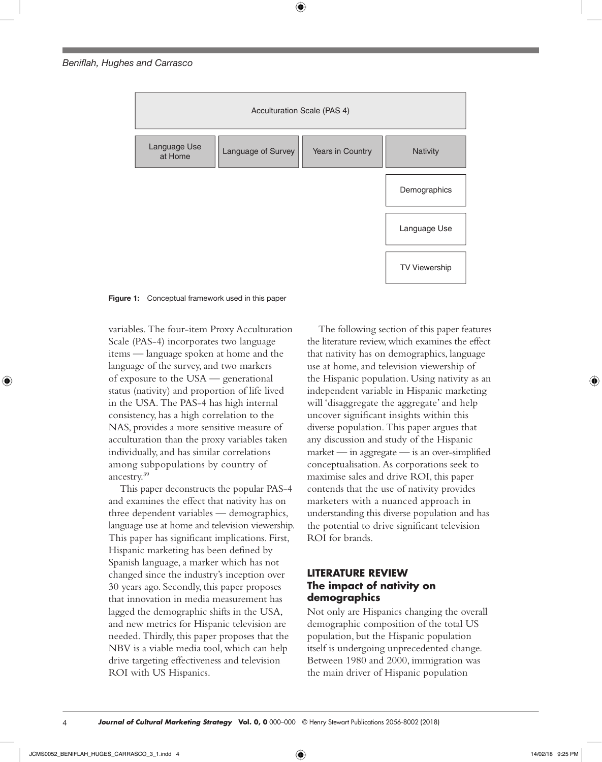Acculturation Scale (PAS 4)

Language Use at Home | Language of Survey | Years in Country | Nativity

Demographics

Language Use

TV Viewership

**Figure 1:** Conceptual framework used in this paper

variables. The four-item Proxy Acculturation Scale (PAS-4) incorporates two language items — language spoken at home and the language of the survey, and two markers of exposure to the USA — generational status (nativity) and proportion of life lived in the USA. The PAS-4 has high internal consistency, has a high correlation to the NAS, provides a more sensitive measure of acculturation than the proxy variables taken individually, and has similar correlations among subpopulations by country of ancestry.[39]

This paper deconstructs the popular PAS-4 and examines the effect that nativity has on three dependent variables — demographics, language use at home and television viewership. This paper has significant implications. First, Hispanic marketing has been defined by Spanish language, a marker which has not changed since the industry's inception over 30 years ago. Secondly, this paper proposes that innovation in media measurement has lagged the demographic shifts in the USA, and new metrics for Hispanic television are needed. Thirdly, this paper proposes that the NBV is a viable media tool, which can help drive targeting effectiveness and television ROI with US Hispanics.

The following section of this paper features the literature review, which examines the effect that nativity has on demographics, language use at home, and television viewership of the Hispanic population. Using nativity as an independent variable in Hispanic marketing will 'disaggregate the aggregate' and help uncover significant insights within this diverse population. This paper argues that any discussion and study of the Hispanic market — in aggregate — is an over-simplified conceptualisation. As corporations seek to maximise sales and drive ROI, this paper contends that the use of nativity provides marketers with a nuanced approach in understanding this diverse population and has the potential to drive significant television ROI for brands.

## LITERATURE REVIEW

### The impact of nativity on demographics

Not only are Hispanics changing the overall demographic composition of the total US population, but the Hispanic population itself is undergoing unprecedented change. Between 1980 and 2000, immigration was the main driver of Hispanic population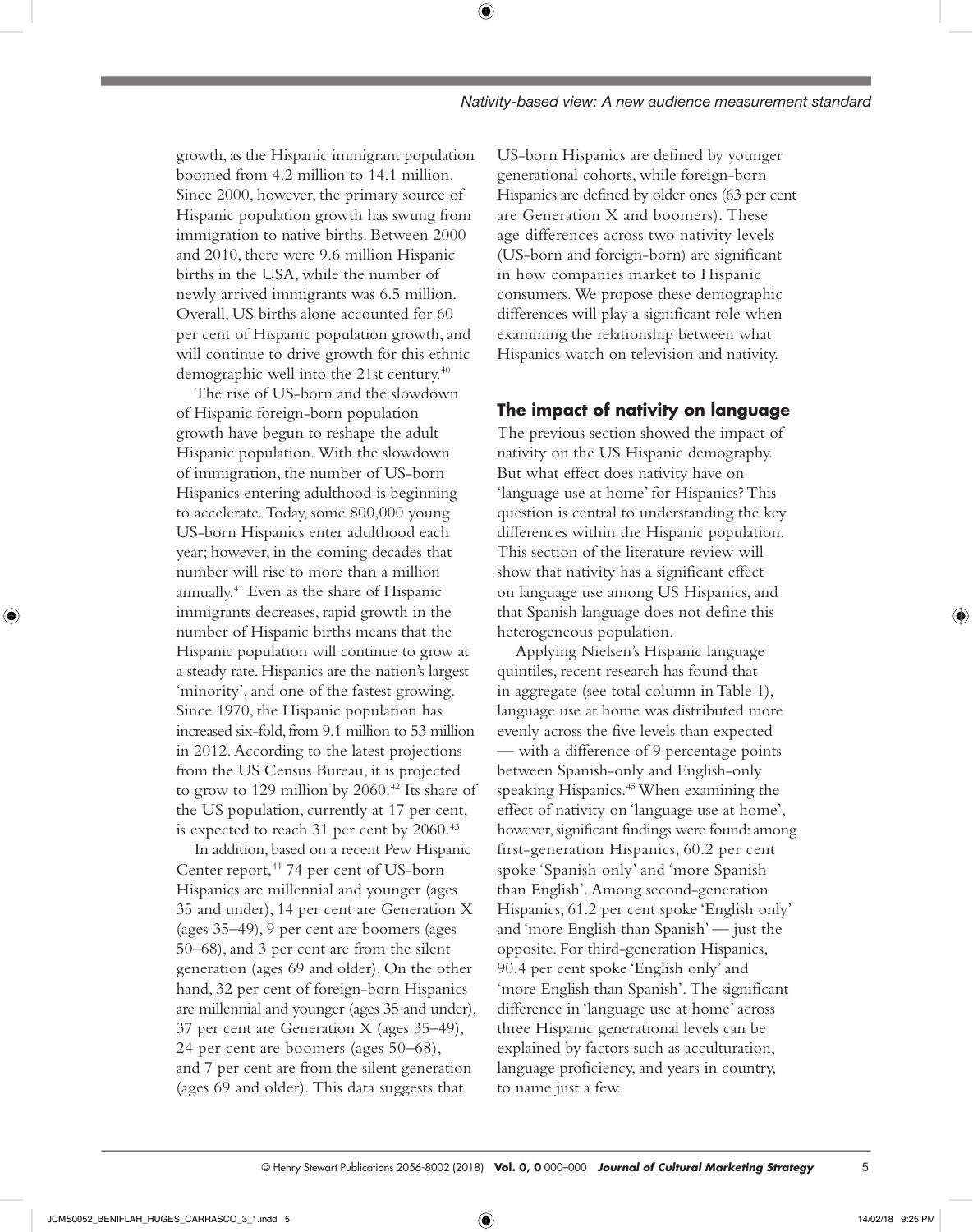growth, as the Hispanic immigrant population boomed from 4.2 million to 14.1 million. Since 2000, however, the primary source of Hispanic population growth has swung from immigration to native births. Between 2000 and 2010, there were 9.6 million Hispanic births in the USA, while the number of newly arrived immigrants was 6.5 million. Overall, US births alone accounted for 60 per cent of Hispanic population growth, and will continue to drive growth for this ethnic demographic well into the 21st century.[40]

The rise of US-born and the slowdown of Hispanic foreign-born population growth have begun to reshape the adult Hispanic population. With the slowdown of immigration, the number of US-born Hispanics entering adulthood is beginning to accelerate. Today, some 800,000 young US-born Hispanics enter adulthood each year; however, in the coming decades that number will rise to more than a million annually.[41] Even as the share of Hispanic immigrants decreases, rapid growth in the number of Hispanic births means that the Hispanic population will continue to grow at a steady rate. Hispanics are the nation's largest 'minority', and one of the fastest growing. Since 1970, the Hispanic population has increased six-fold, from 9.1 million to 53 million in 2012. According to the latest projections from the US Census Bureau, it is projected to grow to 129 million by 2060.[42] Its share of the US population, currently at 17 per cent, is expected to reach 31 per cent by 2060.[43]

In addition, based on a recent Pew Hispanic Center report,[44] 74 per cent of US-born Hispanics are millennial and younger (ages 35 and under), 14 per cent are Generation X (ages 35–49), 9 per cent are boomers (ages 50–68), and 3 per cent are from the silent generation (ages 69 and older). On the other hand, 32 per cent of foreign-born Hispanics are millennial and younger (ages 35 and under), 37 per cent are Generation X (ages 35–49), 24 per cent are boomers (ages 50–68), and 7 per cent are from the silent generation (ages 69 and older). This data suggests that US-born Hispanics are defined by younger generational cohorts, while foreign-born Hispanics are defined by older ones (63 per cent are Generation X and boomers). These age differences across two nativity levels (US-born and foreign-born) are significant in how companies market to Hispanic consumers. We propose these demographic differences will play a significant role when examining the relationship between what Hispanics watch on television and nativity.

## The impact of nativity on language

The previous section showed the impact of nativity on the US Hispanic demography. But what effect does nativity have on 'language use at home' for Hispanics? This question is central to understanding the key differences within the Hispanic population. This section of the literature review will show that nativity has a significant effect on language use among US Hispanics, and that Spanish language does not define this heterogeneous population.

Applying Nielsen's Hispanic language quintiles, recent research has found that in aggregate (see total column in Table 1), language use at home was distributed more evenly across the five levels than expected — with a difference of 9 percentage points between Spanish-only and English-only speaking Hispanics.[45] When examining the effect of nativity on 'language use at home', however, significant findings were found: among first-generation Hispanics, 60.2 per cent spoke 'Spanish only' and 'more Spanish than English'. Among second-generation Hispanics, 61.2 per cent spoke 'English only' and 'more English than Spanish' — just the opposite. For third-generation Hispanics, 90.4 per cent spoke 'English only' and 'more English than Spanish'. The significant difference in 'language use at home' across three Hispanic generational levels can be explained by factors such as acculturation, language proficiency, and years in country, to name just a few.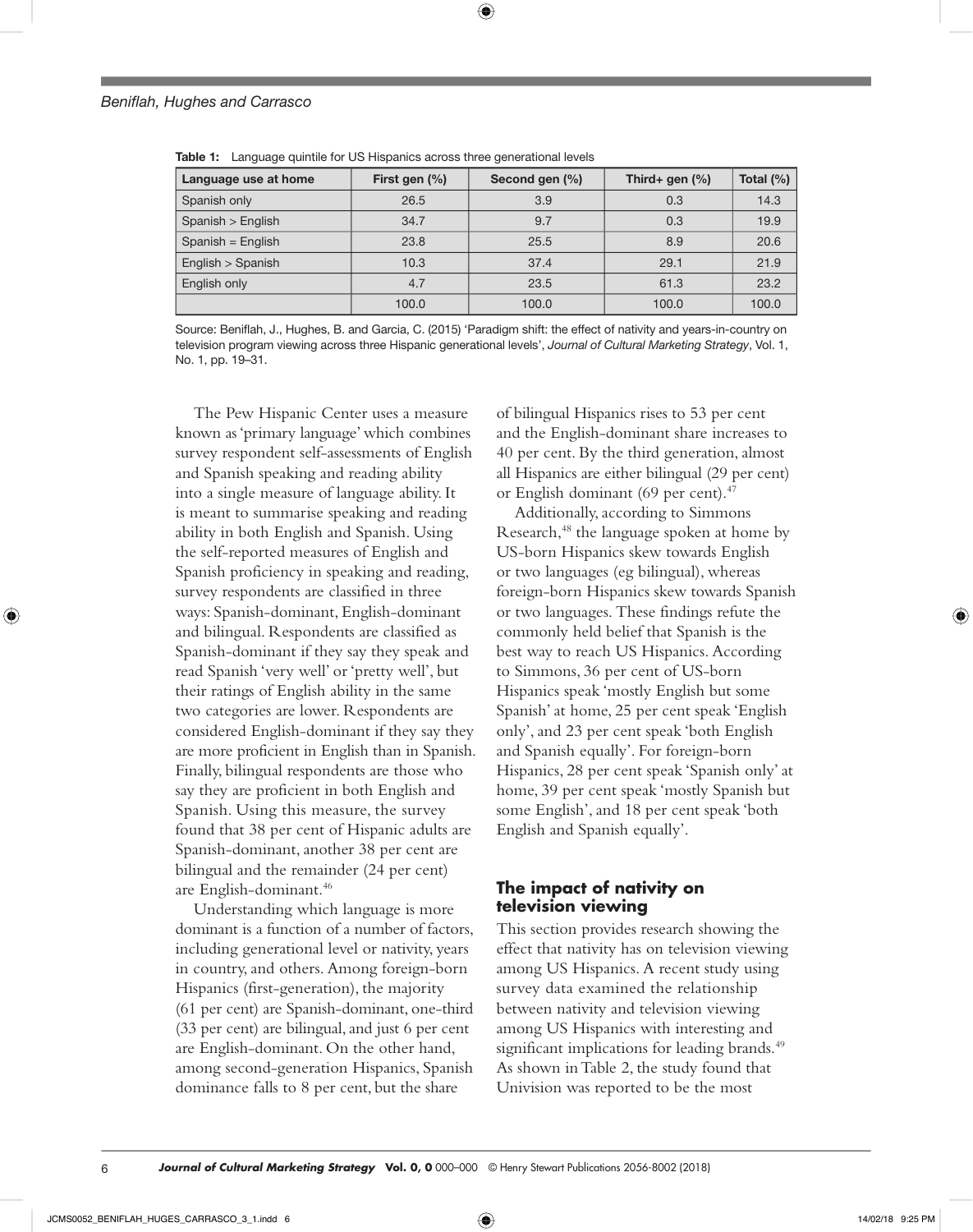**Table 1:** Language quintile for US Hispanics across three generational levels

| Language use at home | First gen (%) | Second gen (%) | Third+ gen (%) | Total (%) |
|---|---|---|---|---|
| Spanish only | 26.5 | 3.9 | 0.3 | 14.3 |
| Spanish > English | 34.7 | 9.7 | 0.3 | 19.9 |
| Spanish = English | 23.8 | 25.5 | 8.9 | 20.6 |
| English > Spanish | 10.3 | 37.4 | 29.1 | 21.9 |
| English only | 4.7 | 23.5 | 61.3 | 23.2 |
| | 100.0 | 100.0 | 100.0 | 100.0 |

Source: Beniflah, J., Hughes, B. and Garcia, C. (2015) 'Paradigm shift: the effect of nativity and years-in-country on television program viewing across three Hispanic generational levels', *Journal of Cultural Marketing Strategy*, Vol. 1, No. 1, pp. 19–31.

The Pew Hispanic Center uses a measure known as 'primary language' which combines survey respondent self-assessments of English and Spanish speaking and reading ability into a single measure of language ability. It is meant to summarise speaking and reading ability in both English and Spanish. Using the self-reported measures of English and Spanish proficiency in speaking and reading, survey respondents are classified in three ways: Spanish-dominant, English-dominant and bilingual. Respondents are classified as Spanish-dominant if they say they speak and read Spanish 'very well' or 'pretty well', but their ratings of English ability in the same two categories are lower. Respondents are considered English-dominant if they say they are more proficient in English than in Spanish. Finally, bilingual respondents are those who say they are proficient in both English and Spanish. Using this measure, the survey found that 38 per cent of Hispanic adults are Spanish-dominant, another 38 per cent are bilingual and the remainder (24 per cent) are English-dominant.[46]

Understanding which language is more dominant is a function of a number of factors, including generational level or nativity, years in country, and others. Among foreign-born Hispanics (first-generation), the majority (61 per cent) are Spanish-dominant, one-third (33 per cent) are bilingual, and just 6 per cent are English-dominant. On the other hand, among second-generation Hispanics, Spanish dominance falls to 8 per cent, but the share of bilingual Hispanics rises to 53 per cent and the English-dominant share increases to 40 per cent. By the third generation, almost all Hispanics are either bilingual (29 per cent) or English dominant (69 per cent).[47]

Additionally, according to Simmons Research,[48] the language spoken at home by US-born Hispanics skew towards English or two languages (eg bilingual), whereas foreign-born Hispanics skew towards Spanish or two languages. These findings refute the commonly held belief that Spanish is the best way to reach US Hispanics. According to Simmons, 36 per cent of US-born Hispanics speak 'mostly English but some Spanish' at home, 25 per cent speak 'English only', and 23 per cent speak 'both English and Spanish equally'. For foreign-born Hispanics, 28 per cent speak 'Spanish only' at home, 39 per cent speak 'mostly Spanish but some English', and 18 per cent speak 'both English and Spanish equally'.

## The impact of nativity on television viewing

This section provides research showing the effect that nativity has on television viewing among US Hispanics. A recent study using survey data examined the relationship between nativity and television viewing among US Hispanics with interesting and significant implications for leading brands.[49] As shown in Table 2, the study found that Univision was reported to be the most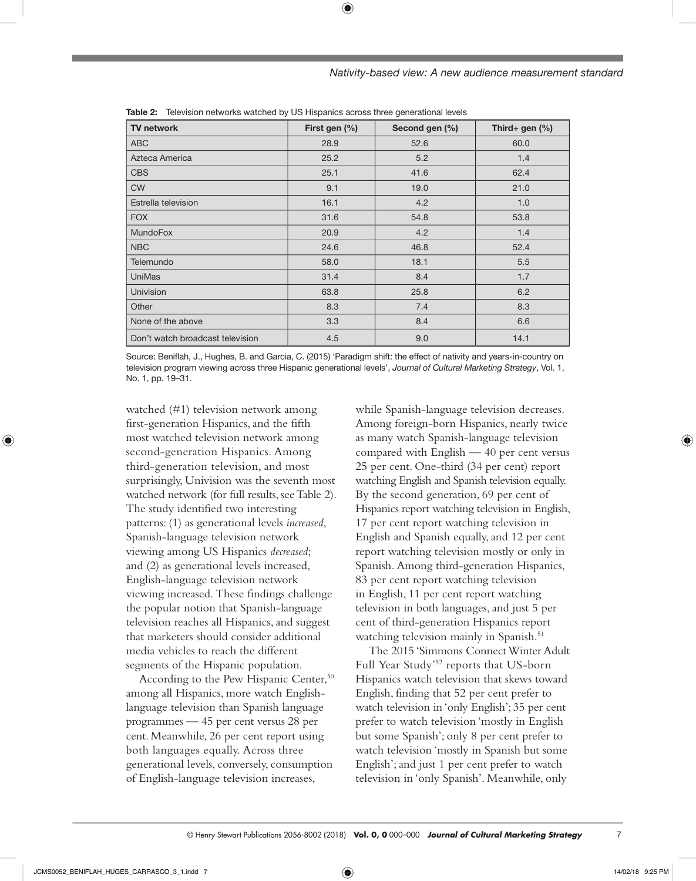**Table 2:** Television networks watched by US Hispanics across three generational levels

| TV network | First gen (%) | Second gen (%) | Third+ gen (%) |
|---|---|---|---|
| ABC | 28.9 | 52.6 | 60.0 |
| Azteca America | 25.2 | 5.2 | 1.4 |
| CBS | 25.1 | 41.6 | 62.4 |
| CW | 9.1 | 19.0 | 21.0 |
| Estrella television | 16.1 | 4.2 | 1.0 |
| FOX | 31.6 | 54.8 | 53.8 |
| MundoFox | 20.9 | 4.2 | 1.4 |
| NBC | 24.6 | 46.8 | 52.4 |
| Telemundo | 58.0 | 18.1 | 5.5 |
| UniMas | 31.4 | 8.4 | 1.7 |
| Univision | 63.8 | 25.8 | 6.2 |
| Other | 8.3 | 7.4 | 8.3 |
| None of the above | 3.3 | 8.4 | 6.6 |
| Don't watch broadcast television | 4.5 | 9.0 | 14.1 |

Source: Beniflah, J., Hughes, B. and Garcia, C. (2015) 'Paradigm shift: the effect of nativity and years-in-country on television program viewing across three Hispanic generational levels', *Journal of Cultural Marketing Strategy*, Vol. 1, No. 1, pp. 19–31.

watched (#1) television network among first-generation Hispanics, and the fifth most watched television network among second-generation Hispanics. Among third-generation television, and most surprisingly, Univision was the seventh most watched network (for full results, see Table 2). The study identified two interesting patterns: (1) as generational levels *increased*, Spanish-language television network viewing among US Hispanics *decreased*; and (2) as generational levels increased, English-language television network viewing increased. These findings challenge the popular notion that Spanish-language television reaches all Hispanics, and suggest that marketers should consider additional media vehicles to reach the different segments of the Hispanic population.

According to the Pew Hispanic Center,[50] among all Hispanics, more watch English-language television than Spanish language programmes — 45 per cent versus 28 per cent. Meanwhile, 26 per cent report using both languages equally. Across three generational levels, conversely, consumption of English-language television increases, while Spanish-language television decreases. Among foreign-born Hispanics, nearly twice as many watch Spanish-language television compared with English — 40 per cent versus 25 per cent. One-third (34 per cent) report watching English and Spanish television equally. By the second generation, 69 per cent of Hispanics report watching television in English, 17 per cent report watching television in English and Spanish equally, and 12 per cent report watching television mostly or only in Spanish. Among third-generation Hispanics, 83 per cent report watching television in English, 11 per cent report watching television in both languages, and just 5 per cent of third-generation Hispanics report watching television mainly in Spanish.[51]

The 2015 'Simmons Connect Winter Adult Full Year Study'[52] reports that US-born Hispanics watch television that skews toward English, finding that 52 per cent prefer to watch television in 'only English'; 35 per cent prefer to watch television 'mostly in English but some Spanish'; only 8 per cent prefer to watch television 'mostly in Spanish but some English'; and just 1 per cent prefer to watch television in 'only Spanish'. Meanwhile, only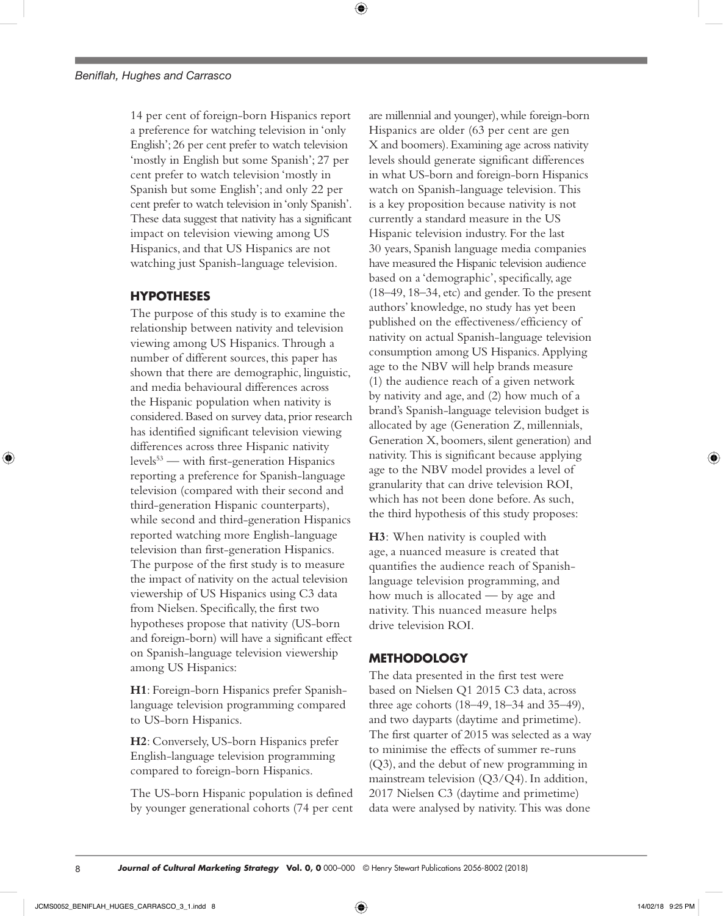14 per cent of foreign-born Hispanics report a preference for watching television in 'only English'; 26 per cent prefer to watch television 'mostly in English but some Spanish'; 27 per cent prefer to watch television 'mostly in Spanish but some English'; and only 22 per cent prefer to watch television in 'only Spanish'. These data suggest that nativity has a significant impact on television viewing among US Hispanics, and that US Hispanics are not watching just Spanish-language television.

## HYPOTHESES

The purpose of this study is to examine the relationship between nativity and television viewing among US Hispanics. Through a number of different sources, this paper has shown that there are demographic, linguistic, and media behavioural differences across the Hispanic population when nativity is considered. Based on survey data, prior research has identified significant television viewing differences across three Hispanic nativity levels[53] — with first-generation Hispanics reporting a preference for Spanish-language television (compared with their second and third-generation Hispanic counterparts), while second and third-generation Hispanics reported watching more English-language television than first-generation Hispanics. The purpose of the first study is to measure the impact of nativity on the actual television viewership of US Hispanics using C3 data from Nielsen. Specifically, the first two hypotheses propose that nativity (US-born and foreign-born) will have a significant effect on Spanish-language television viewership among US Hispanics:

**H1**: Foreign-born Hispanics prefer Spanish-language television programming compared to US-born Hispanics.

**H2**: Conversely, US-born Hispanics prefer English-language television programming compared to foreign-born Hispanics.

The US-born Hispanic population is defined by younger generational cohorts (74 per cent are millennial and younger), while foreign-born Hispanics are older (63 per cent are gen X and boomers). Examining age across nativity levels should generate significant differences in what US-born and foreign-born Hispanics watch on Spanish-language television. This is a key proposition because nativity is not currently a standard measure in the US Hispanic television industry. For the last 30 years, Spanish language media companies have measured the Hispanic television audience based on a 'demographic', specifically, age (18–49, 18–34, etc) and gender. To the present authors' knowledge, no study has yet been published on the effectiveness/efficiency of nativity on actual Spanish-language television consumption among US Hispanics. Applying age to the NBV will help brands measure (1) the audience reach of a given network by nativity and age, and (2) how much of a brand's Spanish-language television budget is allocated by age (Generation Z, millennials, Generation X, boomers, silent generation) and nativity. This is significant because applying age to the NBV model provides a level of granularity that can drive television ROI, which has not been done before. As such, the third hypothesis of this study proposes:

**H3**: When nativity is coupled with age, a nuanced measure is created that quantifies the audience reach of Spanish-language television programming, and how much is allocated — by age and nativity. This nuanced measure helps drive television ROI.

## METHODOLOGY

The data presented in the first test were based on Nielsen Q1 2015 C3 data, across three age cohorts (18–49, 18–34 and 35–49), and two dayparts (daytime and primetime). The first quarter of 2015 was selected as a way to minimise the effects of summer re-runs (Q3), and the debut of new programming in mainstream television (Q3/Q4). In addition, 2017 Nielsen C3 (daytime and primetime) data were analysed by nativity. This was done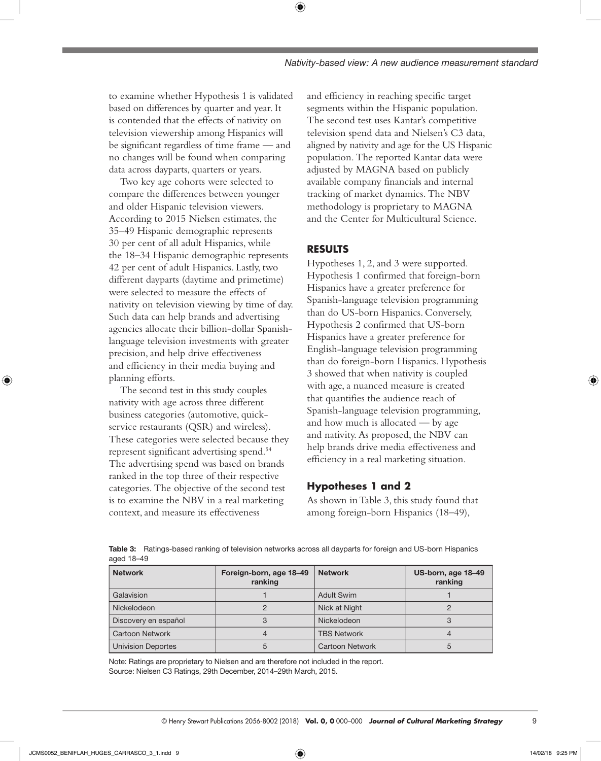to examine whether Hypothesis 1 is validated based on differences by quarter and year. It is contended that the effects of nativity on television viewership among Hispanics will be significant regardless of time frame — and no changes will be found when comparing data across dayparts, quarters or years.

Two key age cohorts were selected to compare the differences between younger and older Hispanic television viewers. According to 2015 Nielsen estimates, the 35–49 Hispanic demographic represents 30 per cent of all adult Hispanics, while the 18–34 Hispanic demographic represents 42 per cent of adult Hispanics. Lastly, two different dayparts (daytime and primetime) were selected to measure the effects of nativity on television viewing by time of day. Such data can help brands and advertising agencies allocate their billion-dollar Spanish-language television investments with greater precision, and help drive effectiveness and efficiency in their media buying and planning efforts.

The second test in this study couples nativity with age across three different business categories (automotive, quick-service restaurants (QSR) and wireless). These categories were selected because they represent significant advertising spend.[54] The advertising spend was based on brands ranked in the top three of their respective categories. The objective of the second test is to examine the NBV in a real marketing context, and measure its effectiveness and efficiency in reaching specific target segments within the Hispanic population. The second test uses Kantar's competitive television spend data and Nielsen's C3 data, aligned by nativity and age for the US Hispanic population. The reported Kantar data were adjusted by MAGNA based on publicly available company financials and internal tracking of market dynamics. The NBV methodology is proprietary to MAGNA and the Center for Multicultural Science.

## RESULTS

Hypotheses 1, 2, and 3 were supported. Hypothesis 1 confirmed that foreign-born Hispanics have a greater preference for Spanish-language television programming than do US-born Hispanics. Conversely, Hypothesis 2 confirmed that US-born Hispanics have a greater preference for English-language television programming than do foreign-born Hispanics. Hypothesis 3 showed that when nativity is coupled with age, a nuanced measure is created that quantifies the audience reach of Spanish-language television programming, and how much is allocated — by age and nativity. As proposed, the NBV can help brands drive media effectiveness and efficiency in a real marketing situation.

### Hypotheses 1 and 2

As shown in Table 3, this study found that among foreign-born Hispanics (18–49),

**Table 3:** Ratings-based ranking of television networks across all dayparts for foreign and US-born Hispanics aged 18–49

| Network | Foreign-born, age 18–49 ranking | Network | US-born, age 18–49 ranking |
|---|---|---|---|
| Galavision | 1 | Adult Swim | 1 |
| Nickelodeon | 2 | Nick at Night | 2 |
| Discovery en español | 3 | Nickelodeon | 3 |
| Cartoon Network | 4 | TBS Network | 4 |
| Univision Deportes | 5 | Cartoon Network | 5 |

Note: Ratings are proprietary to Nielsen and are therefore not included in the report.
Source: Nielsen C3 Ratings, 29th December, 2014–29th March, 2015.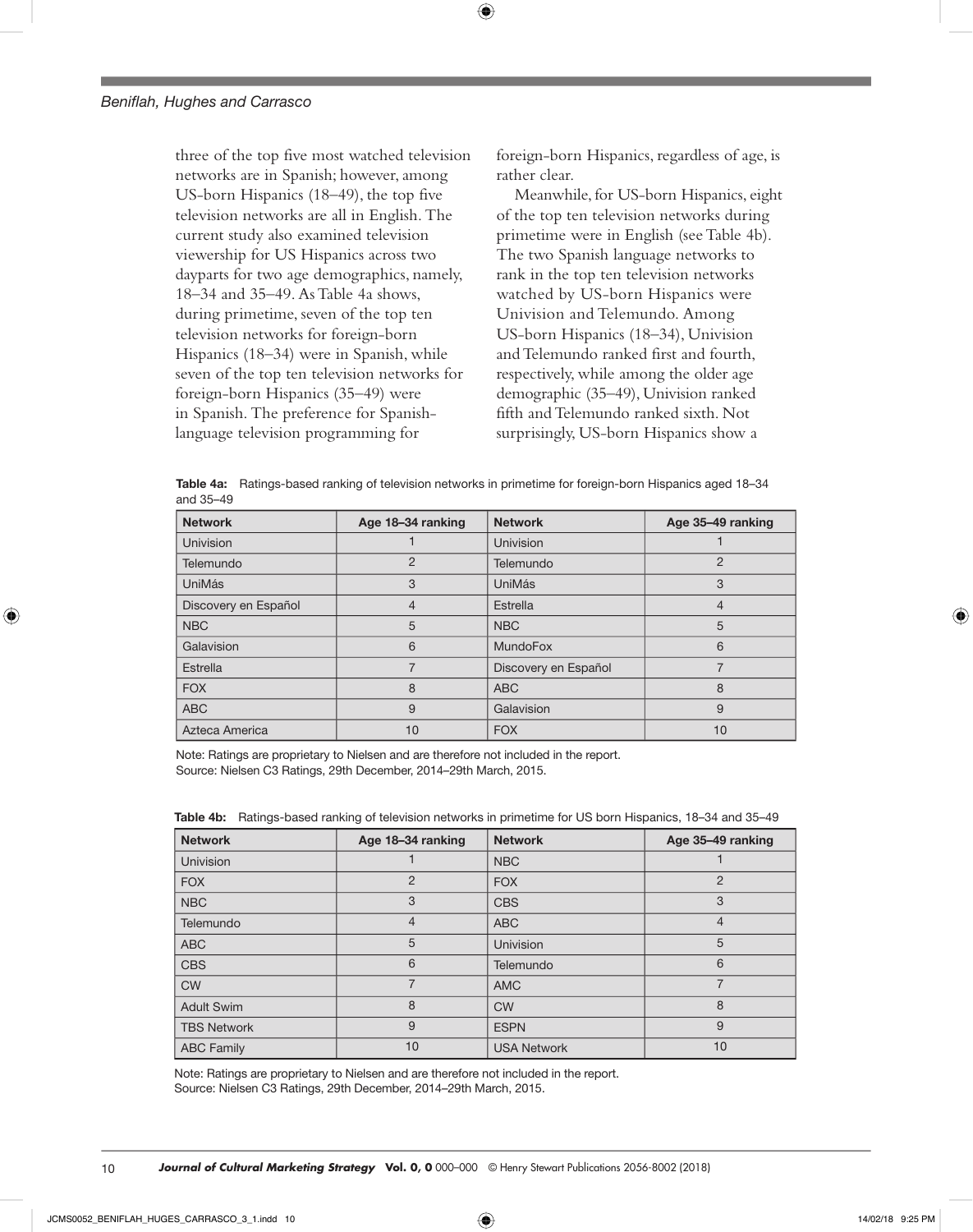three of the top five most watched television networks are in Spanish; however, among US-born Hispanics (18–49), the top five television networks are all in English. The current study also examined television viewership for US Hispanics across two dayparts for two age demographics, namely, 18–34 and 35–49. As Table 4a shows, during primetime, seven of the top ten television networks for foreign-born Hispanics (18–34) were in Spanish, while seven of the top ten television networks for foreign-born Hispanics (35–49) were in Spanish. The preference for Spanish-language television programming for foreign-born Hispanics, regardless of age, is rather clear.

Meanwhile, for US-born Hispanics, eight of the top ten television networks during primetime were in English (see Table 4b). The two Spanish language networks to rank in the top ten television networks watched by US-born Hispanics were Univision and Telemundo. Among US-born Hispanics (18–34), Univision and Telemundo ranked first and fourth, respectively, while among the older age demographic (35–49), Univision ranked fifth and Telemundo ranked sixth. Not surprisingly, US-born Hispanics show a

**Table 4a:** Ratings-based ranking of television networks in primetime for foreign-born Hispanics aged 18–34 and 35–49

| Network | Age 18–34 ranking | Network | Age 35–49 ranking |
|---|---|---|---|
| Univision | 1 | Univision | 1 |
| Telemundo | 2 | Telemundo | 2 |
| UniMás | 3 | UniMás | 3 |
| Discovery en Español | 4 | Estrella | 4 |
| NBC | 5 | NBC | 5 |
| Galavision | 6 | MundoFox | 6 |
| Estrella | 7 | Discovery en Español | 7 |
| FOX | 8 | ABC | 8 |
| ABC | 9 | Galavision | 9 |
| Azteca America | 10 | FOX | 10 |

Note: Ratings are proprietary to Nielsen and are therefore not included in the report.
Source: Nielsen C3 Ratings, 29th December, 2014–29th March, 2015.

**Table 4b:** Ratings-based ranking of television networks in primetime for US born Hispanics, 18–34 and 35–49

| Network | Age 18–34 ranking | Network | Age 35–49 ranking |
|---|---|---|---|
| Univision | 1 | NBC | 1 |
| FOX | 2 | FOX | 2 |
| NBC | 3 | CBS | 3 |
| Telemundo | 4 | ABC | 4 |
| ABC | 5 | Univision | 5 |
| CBS | 6 | Telemundo | 6 |
| CW | 7 | AMC | 7 |
| Adult Swim | 8 | CW | 8 |
| TBS Network | 9 | ESPN | 9 |
| ABC Family | 10 | USA Network | 10 |

Note: Ratings are proprietary to Nielsen and are therefore not included in the report.
Source: Nielsen C3 Ratings, 29th December, 2014–29th March, 2015.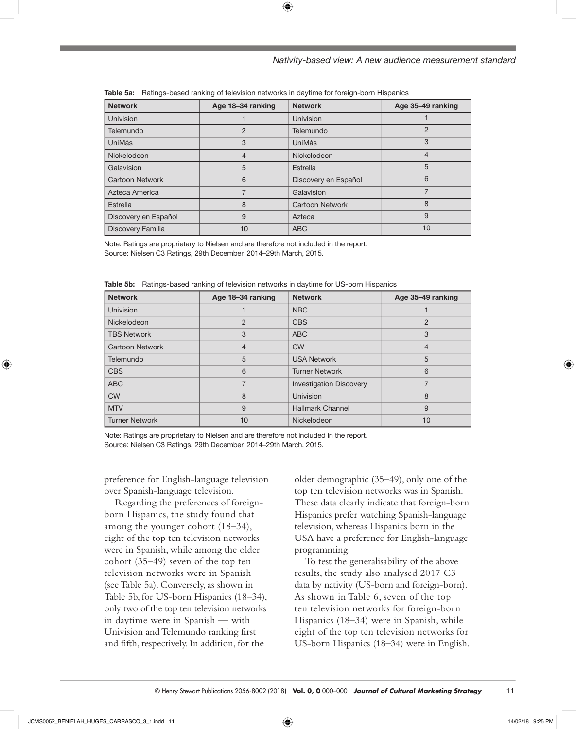**Table 5a:** Ratings-based ranking of television networks in daytime for foreign-born Hispanics

| Network | Age 18–34 ranking | Network | Age 35–49 ranking |
|---|---|---|---|
| Univision | 1 | Univision | 1 |
| Telemundo | 2 | Telemundo | 2 |
| UniMás | 3 | UniMás | 3 |
| Nickelodeon | 4 | Nickelodeon | 4 |
| Galavision | 5 | Estrella | 5 |
| Cartoon Network | 6 | Discovery en Español | 6 |
| Azteca America | 7 | Galavision | 7 |
| Estrella | 8 | Cartoon Network | 8 |
| Discovery en Español | 9 | Azteca | 9 |
| Discovery Familia | 10 | ABC | 10 |

Note: Ratings are proprietary to Nielsen and are therefore not included in the report.
Source: Nielsen C3 Ratings, 29th December, 2014–29th March, 2015.

**Table 5b:** Ratings-based ranking of television networks in daytime for US-born Hispanics

| Network | Age 18–34 ranking | Network | Age 35–49 ranking |
|---|---|---|---|
| Univision | 1 | NBC | 1 |
| Nickelodeon | 2 | CBS | 2 |
| TBS Network | 3 | ABC | 3 |
| Cartoon Network | 4 | CW | 4 |
| Telemundo | 5 | USA Network | 5 |
| CBS | 6 | Turner Network | 6 |
| ABC | 7 | Investigation Discovery | 7 |
| CW | 8 | Univision | 8 |
| MTV | 9 | Hallmark Channel | 9 |
| Turner Network | 10 | Nickelodeon | 10 |

Note: Ratings are proprietary to Nielsen and are therefore not included in the report.
Source: Nielsen C3 Ratings, 29th December, 2014–29th March, 2015.

preference for English-language television over Spanish-language television.

Regarding the preferences of foreign-born Hispanics, the study found that among the younger cohort (18–34), eight of the top ten television networks were in Spanish, while among the older cohort (35–49) seven of the top ten television networks were in Spanish (see Table 5a). Conversely, as shown in Table 5b, for US-born Hispanics (18–34), only two of the top ten television networks in daytime were in Spanish — with Univision and Telemundo ranking first and fifth, respectively. In addition, for the older demographic (35–49), only one of the top ten television networks was in Spanish. These data clearly indicate that foreign-born Hispanics prefer watching Spanish-language television, whereas Hispanics born in the USA have a preference for English-language programming.

To test the generalisability of the above results, the study also analysed 2017 C3 data by nativity (US-born and foreign-born). As shown in Table 6, seven of the top ten television networks for foreign-born Hispanics (18–34) were in Spanish, while eight of the top ten television networks for US-born Hispanics (18–34) were in English.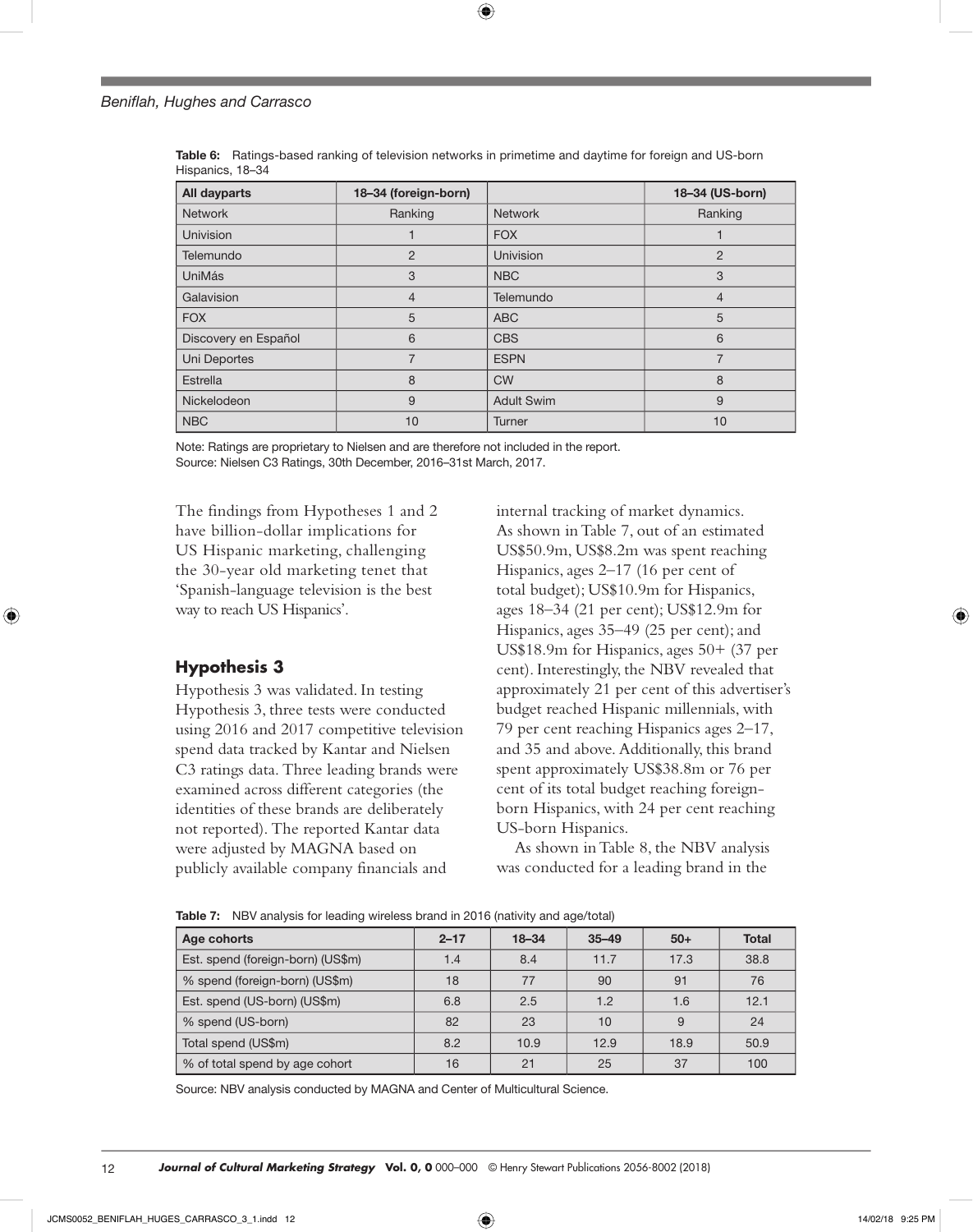**Table 6:** Ratings-based ranking of television networks in primetime and daytime for foreign and US-born Hispanics, 18–34

| All dayparts | 18–34 (foreign-born) | | 18–34 (US-born) |
|---|---|---|---|
| Network | Ranking | Network | Ranking |
| Univision | 1 | FOX | 1 |
| Telemundo | 2 | Univision | 2 |
| UniMás | 3 | NBC | 3 |
| Galavision | 4 | Telemundo | 4 |
| FOX | 5 | ABC | 5 |
| Discovery en Español | 6 | CBS | 6 |
| Uni Deportes | 7 | ESPN | 7 |
| Estrella | 8 | CW | 8 |
| Nickelodeon | 9 | Adult Swim | 9 |
| NBC | 10 | Turner | 10 |

Note: Ratings are proprietary to Nielsen and are therefore not included in the report.
Source: Nielsen C3 Ratings, 30th December, 2016–31st March, 2017.

The findings from Hypotheses 1 and 2 have billion-dollar implications for US Hispanic marketing, challenging the 30-year old marketing tenet that 'Spanish-language television is the best way to reach US Hispanics'.

## Hypothesis 3

Hypothesis 3 was validated. In testing Hypothesis 3, three tests were conducted using 2016 and 2017 competitive television spend data tracked by Kantar and Nielsen C3 ratings data. Three leading brands were examined across different categories (the identities of these brands are deliberately not reported). The reported Kantar data were adjusted by MAGNA based on publicly available company financials and internal tracking of market dynamics. As shown in Table 7, out of an estimated US$50.9m, US$8.2m was spent reaching Hispanics, ages 2–17 (16 per cent of total budget); US$10.9m for Hispanics, ages 18–34 (21 per cent); US$12.9m for Hispanics, ages 35–49 (25 per cent); and US$18.9m for Hispanics, ages 50+ (37 per cent). Interestingly, the NBV revealed that approximately 21 per cent of this advertiser's budget reached Hispanic millennials, with 79 per cent reaching Hispanics ages 2–17, and 35 and above. Additionally, this brand spent approximately US$38.8m or 76 per cent of its total budget reaching foreign-born Hispanics, with 24 per cent reaching US-born Hispanics.

As shown in Table 8, the NBV analysis was conducted for a leading brand in the

**Table 7:** NBV analysis for leading wireless brand in 2016 (nativity and age/total)

| Age cohorts | 2–17 | 18–34 | 35–49 | 50+ | Total |
|---|---|---|---|---|---|
| Est. spend (foreign-born) (US$m) | 1.4 | 8.4 | 11.7 | 17.3 | 38.8 |
| % spend (foreign-born) (US$m) | 18 | 77 | 90 | 91 | 76 |
| Est. spend (US-born) (US$m) | 6.8 | 2.5 | 1.2 | 1.6 | 12.1 |
| % spend (US-born) | 82 | 23 | 10 | 9 | 24 |
| Total spend (US$m) | 8.2 | 10.9 | 12.9 | 18.9 | 50.9 |
| % of total spend by age cohort | 16 | 21 | 25 | 37 | 100 |

Source: NBV analysis conducted by MAGNA and Center of Multicultural Science.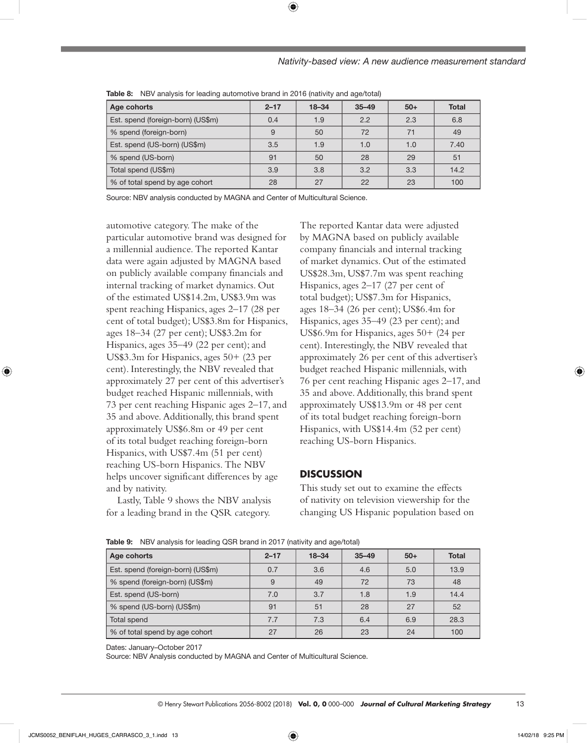**Table 8:** NBV analysis for leading automotive brand in 2016 (nativity and age/total)

| Age cohorts | 2–17 | 18–34 | 35–49 | 50+ | Total |
|---|---|---|---|---|---|
| Est. spend (foreign-born) (US$m) | 0.4 | 1.9 | 2.2 | 2.3 | 6.8 |
| % spend (foreign-born) | 9 | 50 | 72 | 71 | 49 |
| Est. spend (US-born) (US$m) | 3.5 | 1.9 | 1.0 | 1.0 | 7.40 |
| % spend (US-born) | 91 | 50 | 28 | 29 | 51 |
| Total spend (US$m) | 3.9 | 3.8 | 3.2 | 3.3 | 14.2 |
| % of total spend by age cohort | 28 | 27 | 22 | 23 | 100 |

Source: NBV analysis conducted by MAGNA and Center of Multicultural Science.

automotive category. The make of the particular automotive brand was designed for a millennial audience. The reported Kantar data were again adjusted by MAGNA based on publicly available company financials and internal tracking of market dynamics. Out of the estimated US$14.2m, US$3.9m was spent reaching Hispanics, ages 2–17 (28 per cent of total budget); US$3.8m for Hispanics, ages 18–34 (27 per cent); US$3.2m for Hispanics, ages 35–49 (22 per cent); and US$3.3m for Hispanics, ages 50+ (23 per cent). Interestingly, the NBV revealed that approximately 27 per cent of this advertiser's budget reached Hispanic millennials, with 73 per cent reaching Hispanic ages 2–17, and 35 and above. Additionally, this brand spent approximately US$6.8m or 49 per cent of its total budget reaching foreign-born Hispanics, with US$7.4m (51 per cent) reaching US-born Hispanics. The NBV helps uncover significant differences by age and by nativity.

Lastly, Table 9 shows the NBV analysis for a leading brand in the QSR category. The reported Kantar data were adjusted by MAGNA based on publicly available company financials and internal tracking of market dynamics. Out of the estimated US$28.3m, US$7.7m was spent reaching Hispanics, ages 2–17 (27 per cent of total budget); US$7.3m for Hispanics, ages 18–34 (26 per cent); US$6.4m for Hispanics, ages 35–49 (23 per cent); and US$6.9m for Hispanics, ages 50+ (24 per cent). Interestingly, the NBV revealed that approximately 26 per cent of this advertiser's budget reached Hispanic millennials, with 76 per cent reaching Hispanic ages 2–17, and 35 and above. Additionally, this brand spent approximately US$13.9m or 48 per cent of its total budget reaching foreign-born Hispanics, with US$14.4m (52 per cent) reaching US-born Hispanics.

## DISCUSSION

This study set out to examine the effects of nativity on television viewership for the changing US Hispanic population based on

**Table 9:** NBV analysis for leading QSR brand in 2017 (nativity and age/total)

| Age cohorts | 2–17 | 18–34 | 35–49 | 50+ | Total |
|---|---|---|---|---|---|
| Est. spend (foreign-born) (US$m) | 0.7 | 3.6 | 4.6 | 5.0 | 13.9 |
| % spend (foreign-born) (US$m) | 9 | 49 | 72 | 73 | 48 |
| Est. spend (US-born) | 7.0 | 3.7 | 1.8 | 1.9 | 14.4 |
| % spend (US-born) (US$m) | 91 | 51 | 28 | 27 | 52 |
| Total spend | 7.7 | 7.3 | 6.4 | 6.9 | 28.3 |
| % of total spend by age cohort | 27 | 26 | 23 | 24 | 100 |

Dates: January–October 2017

Source: NBV Analysis conducted by MAGNA and Center of Multicultural Science.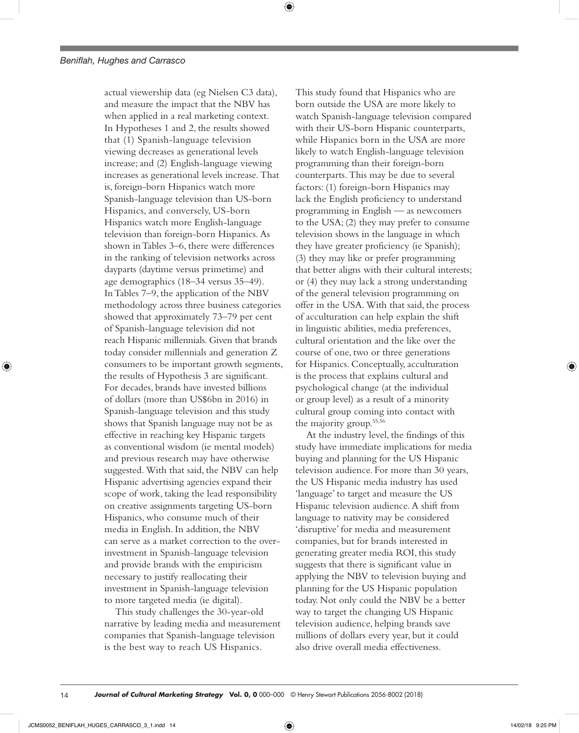actual viewership data (eg Nielsen C3 data), and measure the impact that the NBV has when applied in a real marketing context. In Hypotheses 1 and 2, the results showed that (1) Spanish-language television viewing decreases as generational levels increase; and (2) English-language viewing increases as generational levels increase. That is, foreign-born Hispanics watch more Spanish-language television than US-born Hispanics, and conversely, US-born Hispanics watch more English-language television than foreign-born Hispanics. As shown in Tables 3–6, there were differences in the ranking of television networks across dayparts (daytime versus primetime) and age demographics (18–34 versus 35–49). In Tables 7–9, the application of the NBV methodology across three business categories showed that approximately 73–79 per cent of Spanish-language television did not reach Hispanic millennials. Given that brands today consider millennials and generation Z consumers to be important growth segments, the results of Hypothesis 3 are significant. For decades, brands have invested billions of dollars (more than US$6bn in 2016) in Spanish-language television and this study shows that Spanish language may not be as effective in reaching key Hispanic targets as conventional wisdom (ie mental models) and previous research may have otherwise suggested. With that said, the NBV can help Hispanic advertising agencies expand their scope of work, taking the lead responsibility on creative assignments targeting US-born Hispanics, who consume much of their media in English. In addition, the NBV can serve as a market correction to the over-investment in Spanish-language television and provide brands with the empiricism necessary to justify reallocating their investment in Spanish-language television to more targeted media (ie digital).

This study challenges the 30-year-old narrative by leading media and measurement companies that Spanish-language television is the best way to reach US Hispanics. This study found that Hispanics who are born outside the USA are more likely to watch Spanish-language television compared with their US-born Hispanic counterparts, while Hispanics born in the USA are more likely to watch English-language television programming than their foreign-born counterparts. This may be due to several factors: (1) foreign-born Hispanics may lack the English proficiency to understand programming in English — as newcomers to the USA; (2) they may prefer to consume television shows in the language in which they have greater proficiency (ie Spanish); (3) they may like or prefer programming that better aligns with their cultural interests; or (4) they may lack a strong understanding of the general television programming on offer in the USA. With that said, the process of acculturation can help explain the shift in linguistic abilities, media preferences, cultural orientation and the like over the course of one, two or three generations for Hispanics. Conceptually, acculturation is the process that explains cultural and psychological change (at the individual or group level) as a result of a minority cultural group coming into contact with the majority group.[55,56]

At the industry level, the findings of this study have immediate implications for media buying and planning for the US Hispanic television audience. For more than 30 years, the US Hispanic media industry has used 'language' to target and measure the US Hispanic television audience. A shift from language to nativity may be considered 'disruptive' for media and measurement companies, but for brands interested in generating greater media ROI, this study suggests that there is significant value in applying the NBV to television buying and planning for the US Hispanic population today. Not only could the NBV be a better way to target the changing US Hispanic television audience, helping brands save millions of dollars every year, but it could also drive overall media effectiveness.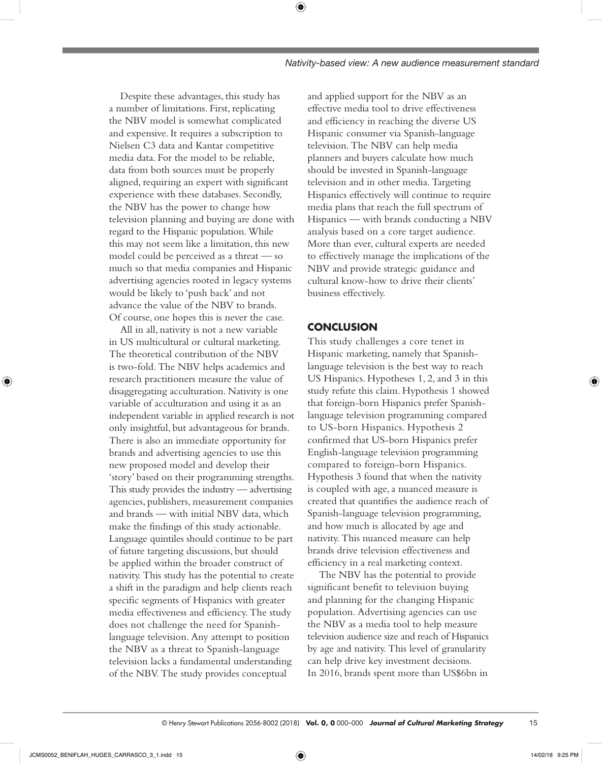Despite these advantages, this study has a number of limitations. First, replicating the NBV model is somewhat complicated and expensive. It requires a subscription to Nielsen C3 data and Kantar competitive media data. For the model to be reliable, data from both sources must be properly aligned, requiring an expert with significant experience with these databases. Secondly, the NBV has the power to change how television planning and buying are done with regard to the Hispanic population. While this may not seem like a limitation, this new model could be perceived as a threat — so much so that media companies and Hispanic advertising agencies rooted in legacy systems would be likely to 'push back' and not advance the value of the NBV to brands. Of course, one hopes this is never the case.

All in all, nativity is not a new variable in US multicultural or cultural marketing. The theoretical contribution of the NBV is two-fold. The NBV helps academics and research practitioners measure the value of disaggregating acculturation. Nativity is one variable of acculturation and using it as an independent variable in applied research is not only insightful, but advantageous for brands. There is also an immediate opportunity for brands and advertising agencies to use this new proposed model and develop their 'story' based on their programming strengths. This study provides the industry — advertising agencies, publishers, measurement companies and brands — with initial NBV data, which make the findings of this study actionable. Language quintiles should continue to be part of future targeting discussions, but should be applied within the broader construct of nativity. This study has the potential to create a shift in the paradigm and help clients reach specific segments of Hispanics with greater media effectiveness and efficiency. The study does not challenge the need for Spanish-language television. Any attempt to position the NBV as a threat to Spanish-language television lacks a fundamental understanding of the NBV. The study provides conceptual and applied support for the NBV as an effective media tool to drive effectiveness and efficiency in reaching the diverse US Hispanic consumer via Spanish-language television. The NBV can help media planners and buyers calculate how much should be invested in Spanish-language television and in other media. Targeting Hispanics effectively will continue to require media plans that reach the full spectrum of Hispanics — with brands conducting a NBV analysis based on a core target audience. More than ever, cultural experts are needed to effectively manage the implications of the NBV and provide strategic guidance and cultural know-how to drive their clients' business effectively.

## CONCLUSION

This study challenges a core tenet in Hispanic marketing, namely that Spanish-language television is the best way to reach US Hispanics. Hypotheses 1, 2, and 3 in this study refute this claim. Hypothesis 1 showed that foreign-born Hispanics prefer Spanish-language television programming compared to US-born Hispanics. Hypothesis 2 confirmed that US-born Hispanics prefer English-language television programming compared to foreign-born Hispanics. Hypothesis 3 found that when the nativity is coupled with age, a nuanced measure is created that quantifies the audience reach of Spanish-language television programming, and how much is allocated by age and nativity. This nuanced measure can help brands drive television effectiveness and efficiency in a real marketing context.

The NBV has the potential to provide significant benefit to television buying and planning for the changing Hispanic population. Advertising agencies can use the NBV as a media tool to help measure television audience size and reach of Hispanics by age and nativity. This level of granularity can help drive key investment decisions. In 2016, brands spent more than US$6bn in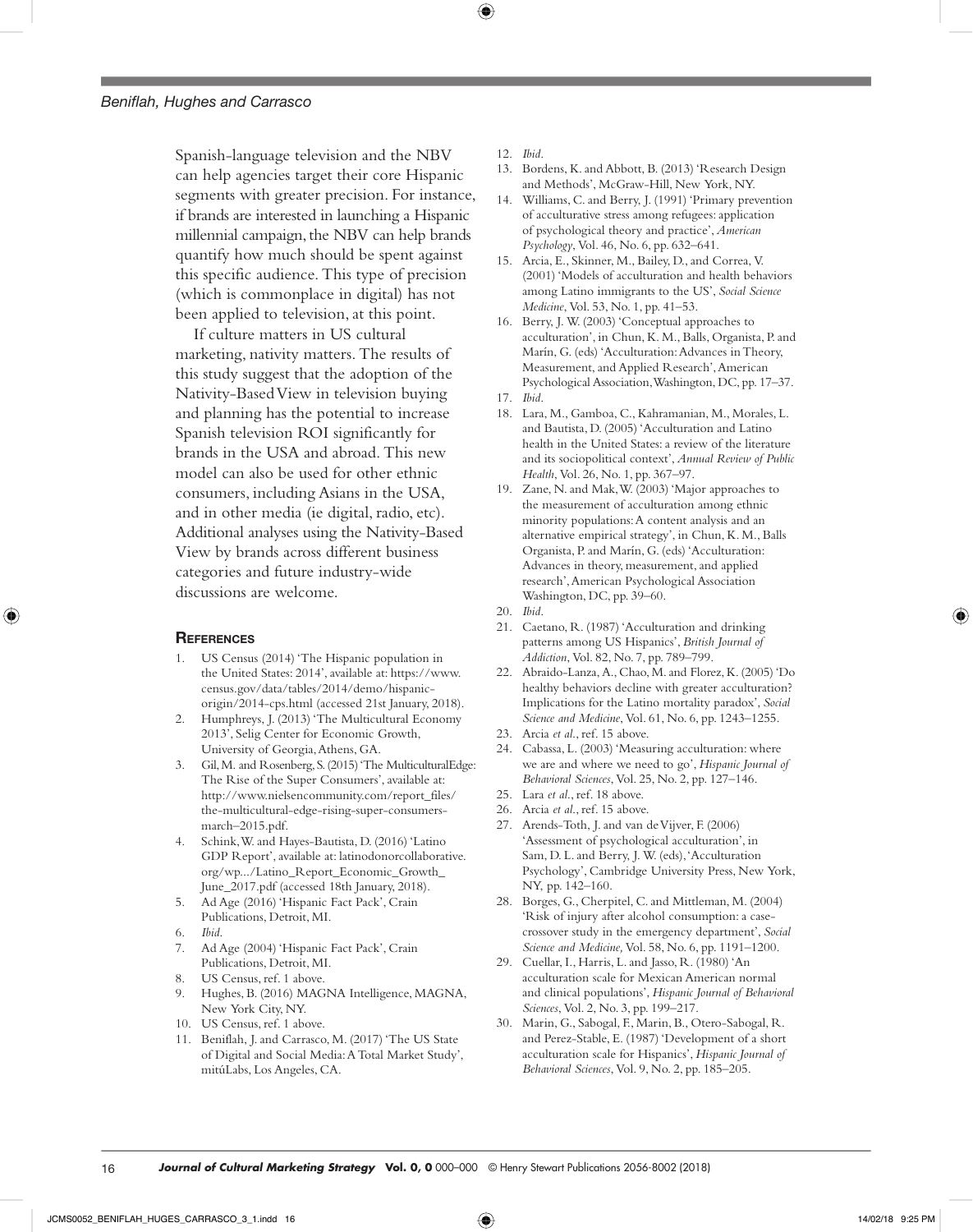Spanish-language television and the NBV can help agencies target their core Hispanic segments with greater precision. For instance, if brands are interested in launching a Hispanic millennial campaign, the NBV can help brands quantify how much should be spent against this specific audience. This type of precision (which is commonplace in digital) has not been applied to television, at this point.

If culture matters in US cultural marketing, nativity matters. The results of this study suggest that the adoption of the Nativity-Based View in television buying and planning has the potential to increase Spanish television ROI significantly for brands in the USA and abroad. This new model can also be used for other ethnic consumers, including Asians in the USA, and in other media (ie digital, radio, etc). Additional analyses using the Nativity-Based View by brands across different business categories and future industry-wide discussions are welcome.

## References

1. US Census (2014) 'The Hispanic population in the United States: 2014', available at: https://www.census.gov/data/tables/2014/demo/hispanic-origin/2014-cps.html (accessed 21st January, 2018).
2. Humphreys, J. (2013) 'The Multicultural Economy 2013', Selig Center for Economic Growth, University of Georgia, Athens, GA.
3. Gil, M. and Rosenberg, S. (2015) 'The MulticulturalEdge: The Rise of the Super Consumers', available at: http://www.nielsencommunity.com/report_files/the-multicultural-edge-rising-super-consumers-march–2015.pdf.
4. Schink, W. and Hayes-Bautista, D. (2016) 'Latino GDP Report', available at: latinodonorcollaborative.org/wp.../Latino_Report_Economic_Growth_June_2017.pdf (accessed 18th January, 2018).
5. Ad Age (2016) 'Hispanic Fact Pack', Crain Publications, Detroit, MI.
6. *Ibid*.
7. Ad Age (2004) 'Hispanic Fact Pack', Crain Publications, Detroit, MI.
8. US Census, ref. 1 above.
9. Hughes, B. (2016) MAGNA Intelligence, MAGNA, New York City, NY.
10. US Census, ref. 1 above.
11. Beniflah, J. and Carrasco, M. (2017) 'The US State of Digital and Social Media: A Total Market Study', mitúLabs, Los Angeles, CA.
12. *Ibid*.
13. Bordens, K. and Abbott, B. (2013) 'Research Design and Methods', McGraw-Hill, New York, NY.
14. Williams, C. and Berry, J. (1991) 'Primary prevention of acculturative stress among refugees: application of psychological theory and practice', *American Psychology*, Vol. 46, No. 6, pp. 632–641.
15. Arcia, E., Skinner, M., Bailey, D., and Correa, V. (2001) 'Models of acculturation and health behaviors among Latino immigrants to the US', *Social Science Medicine*, Vol. 53, No. 1, pp. 41–53.
16. Berry, J. W. (2003) 'Conceptual approaches to acculturation', in Chun, K. M., Balls, Organista, P. and Marín, G. (eds) 'Acculturation: Advances in Theory, Measurement, and Applied Research', American Psychological Association, Washington, DC, pp. 17–37.
17. *Ibid*.
18. Lara, M., Gamboa, C., Kahramanian, M., Morales, L. and Bautista, D. (2005) 'Acculturation and Latino health in the United States: a review of the literature and its sociopolitical context', *Annual Review of Public Health*, Vol. 26, No. 1, pp. 367–97.
19. Zane, N. and Mak, W. (2003) 'Major approaches to the measurement of acculturation among ethnic minority populations: A content analysis and an alternative empirical strategy', in Chun, K. M., Balls Organista, P. and Marín, G. (eds) 'Acculturation: Advances in theory, measurement, and applied research', American Psychological Association Washington, DC, pp. 39–60.
20. *Ibid*.
21. Caetano, R. (1987) 'Acculturation and drinking patterns among US Hispanics', *British Journal of Addiction*, Vol. 82, No. 7, pp. 789–799.
22. Abraido-Lanza, A., Chao, M. and Florez, K. (2005) 'Do healthy behaviors decline with greater acculturation? Implications for the Latino mortality paradox', *Social Science and Medicine*, Vol. 61, No. 6, pp. 1243–1255.
23. Arcia *et al*., ref. 15 above.
24. Cabassa, L. (2003) 'Measuring acculturation: where we are and where we need to go', *Hispanic Journal of Behavioral Sciences*, Vol. 25, No. 2, pp. 127–146.
25. Lara *et al*., ref. 18 above.
26. Arcia *et al*., ref. 15 above.
27. Arends-Toth, J. and van de Vijver, F. (2006) 'Assessment of psychological acculturation', in Sam, D. L. and Berry, J. W. (eds), 'Acculturation Psychology', Cambridge University Press, New York, NY, pp. 142–160.
28. Borges, G., Cherpitel, C. and Mittleman, M. (2004) 'Risk of injury after alcohol consumption: a case-crossover study in the emergency department', *Social Science and Medicine,* Vol. 58, No. 6, pp. 1191–1200.
29. Cuellar, I., Harris, L. and Jasso, R. (1980) 'An acculturation scale for Mexican American normal and clinical populations', *Hispanic Journal of Behavioral Sciences*, Vol. 2, No. 3, pp. 199–217.
30. Marin, G., Sabogal, F., Marin, B., Otero-Sabogal, R. and Perez-Stable, E. (1987) 'Development of a short acculturation scale for Hispanics', *Hispanic Journal of Behavioral Sciences*, Vol. 9, No. 2, pp. 185–205.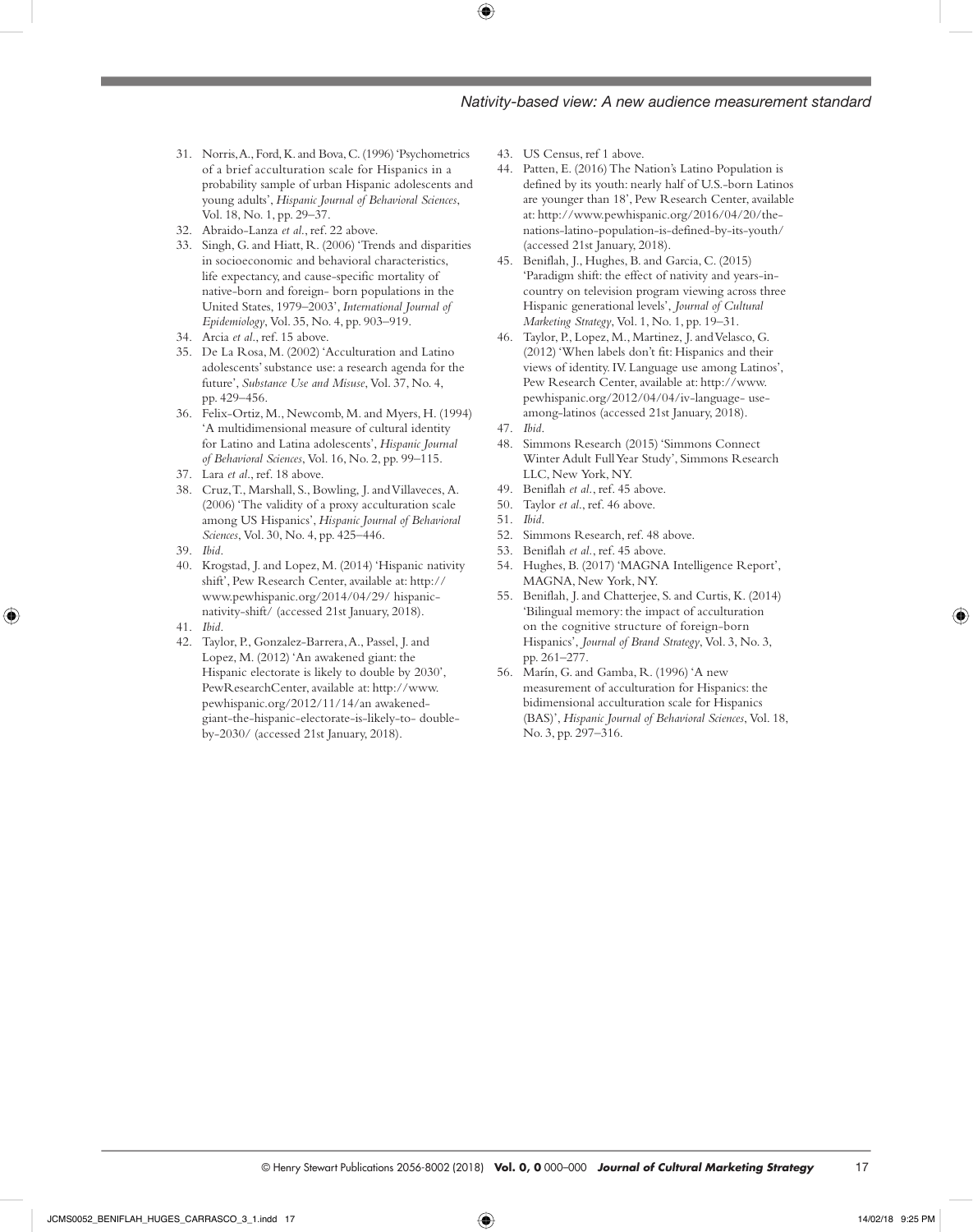31. Norris, A., Ford, K. and Bova, C. (1996) 'Psychometrics of a brief acculturation scale for Hispanics in a probability sample of urban Hispanic adolescents and young adults', *Hispanic Journal of Behavioral Sciences*, Vol. 18, No. 1, pp. 29–37.
32. Abraido-Lanza *et al.*, ref. 22 above.
33. Singh, G. and Hiatt, R. (2006) 'Trends and disparities in socioeconomic and behavioral characteristics, life expectancy, and cause-specific mortality of native-born and foreign- born populations in the United States, 1979–2003', *International Journal of Epidemiology*, Vol. 35, No. 4, pp. 903–919.
34. Arcia *et al.*, ref. 15 above.
35. De La Rosa, M. (2002) 'Acculturation and Latino adolescents' substance use: a research agenda for the future', *Substance Use and Misuse*, Vol. 37, No. 4, pp. 429–456.
36. Felix-Ortiz, M., Newcomb, M. and Myers, H. (1994) 'A multidimensional measure of cultural identity for Latino and Latina adolescents', *Hispanic Journal of Behavioral Sciences*, Vol. 16, No. 2, pp. 99–115.
37. Lara *et al.*, ref. 18 above.
38. Cruz, T., Marshall, S., Bowling, J. and Villaveces, A. (2006) 'The validity of a proxy acculturation scale among US Hispanics', *Hispanic Journal of Behavioral Sciences*, Vol. 30, No. 4, pp. 425–446.
39. *Ibid*.
40. Krogstad, J. and Lopez, M. (2014) 'Hispanic nativity shift', Pew Research Center, available at: http://www.pewhispanic.org/2014/04/29/ hispanic-nativity-shift/ (accessed 21st January, 2018).
41. *Ibid*.
42. Taylor, P., Gonzalez-Barrera, A., Passel, J. and Lopez, M. (2012) 'An awakened giant: the Hispanic electorate is likely to double by 2030', PewResearchCenter, available at: http://www.pewhispanic.org/2012/11/14/an awakened-giant-the-hispanic-electorate-is-likely-to- double-by-2030/ (accessed 21st January, 2018).
43. US Census, ref 1 above.
44. Patten, E. (2016) The Nation's Latino Population is defined by its youth: nearly half of U.S.-born Latinos are younger than 18', Pew Research Center, available at: http://www.pewhispanic.org/2016/04/20/the-nations-latino-population-is-defined-by-its-youth/ (accessed 21st January, 2018).
45. Beniflah, J., Hughes, B. and Garcia, C. (2015) 'Paradigm shift: the effect of nativity and years-in-country on television program viewing across three Hispanic generational levels', *Journal of Cultural Marketing Strategy*, Vol. 1, No. 1, pp. 19–31.
46. Taylor, P., Lopez, M., Martinez, J. and Velasco, G. (2012) 'When labels don't fit: Hispanics and their views of identity. IV. Language use among Latinos', Pew Research Center, available at: http://www.pewhispanic.org/2012/04/04/iv-language- use-among-latinos (accessed 21st January, 2018).
47. *Ibid*.
48. Simmons Research (2015) 'Simmons Connect Winter Adult Full Year Study', Simmons Research LLC, New York, NY.
49. Beniflah *et al.*, ref. 45 above.
50. Taylor *et al.*, ref. 46 above.
51. *Ibid*.
52. Simmons Research, ref. 48 above.
53. Beniflah *et al.*, ref. 45 above.
54. Hughes, B. (2017) 'MAGNA Intelligence Report', MAGNA, New York, NY.
55. Beniflah, J. and Chatterjee, S. and Curtis, K. (2014) 'Bilingual memory: the impact of acculturation on the cognitive structure of foreign-born Hispanics', *Journal of Brand Strategy*, Vol. 3, No. 3, pp. 261–277.
56. Marín, G. and Gamba, R. (1996) 'A new measurement of acculturation for Hispanics: the bidimensional acculturation scale for Hispanics (BAS)', *Hispanic Journal of Behavioral Sciences*, Vol. 18, No. 3, pp. 297–316.